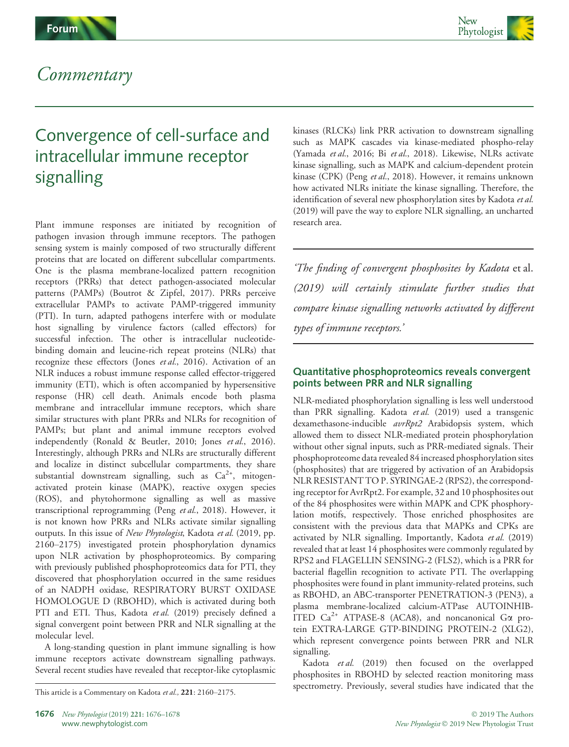# Commentary

## Convergence of cell-surface and intracellular immune receptor signalling

Plant immune responses are initiated by recognition of pathogen invasion through immune receptors. The pathogen sensing system is mainly composed of two structurally different proteins that are located on different subcellular compartments. One is the plasma membrane-localized pattern recognition receptors (PRRs) that detect pathogen-associated molecular patterns (PAMPs) (Boutrot & Zipfel, 2017). PRRs perceive extracellular PAMPs to activate PAMP-triggered immunity (PTI). In turn, adapted pathogens interfere with or modulate host signalling by virulence factors (called effectors) for successful infection. The other is intracellular nucleotide-binding domain and leucine-rich repeat proteins (NLRs) that recognize these effectors (Jones *et al.*, 2016). Activation of an NLR induces a robust immune response called effector-triggered immunity (ETI), which is often accompanied by hypersensitive response (HR) cell death. Animals encode both plasma membrane and intracellular immune receptors, which share similar structures with plant PRRs and NLRs for recognition of PAMPs; but plant and animal immune receptors evolved independently (Ronald & Beutler, 2010; Jones *et al.*, 2016). Interestingly, although PRRs and NLRs are structurally different and localize in distinct subcellular compartments, they share substantial downstream signalling, such as $Ca^{2+}$, mitogen-activated protein kinase (MAPK), reactive oxygen species (ROS), and phytohormone signalling as well as massive transcriptional reprogramming (Peng *et al.*, 2018). However, it is not known how PRRs and NLRs activate similar signalling outputs. In this issue of *New Phytologist*, Kadota *et al.* (2019, pp. 2160–2175) investigated protein phosphorylation dynamics upon NLR activation by phosphoproteomics. By comparing with previously published phosphoproteomics data for PTI, they discovered that phosphorylation occurred in the same residues of an NADPH oxidase, RESPIRATORY BURST OXIDASE HOMOLOGUE D (RBOHD), which is activated during both PTI and ETI. Thus, Kadota *et al.* (2019) precisely defined a signal convergent point between PRR and NLR signalling at the molecular level.

A long-standing question in plant immune signalling is how immune receptors activate downstream signalling pathways. Several recent studies have revealed that receptor-like cytoplasmic kinases (RLCKs) link PRR activation to downstream signalling such as MAPK cascades via kinase-mediated phospho-relay (Yamada *et al.*, 2016; Bi *et al.*, 2018). Likewise, NLRs activate kinase signalling, such as MAPK and calcium-dependent protein kinase (CPK) (Peng *et al.*, 2018). However, it remains unknown how activated NLRs initiate the kinase signalling. Therefore, the identification of several new phosphorylation sites by Kadota *et al.* (2019) will pave the way to explore NLR signalling, an uncharted research area.

> *'The finding of convergent phosphosites by Kadota* et al. *(2019) will certainly stimulate further studies that compare kinase signalling networks activated by different types of immune receptors.'*

### Quantitative phosphoproteomics reveals convergent points between PRR and NLR signalling

NLR-mediated phosphorylation signalling is less well understood than PRR signalling. Kadota *et al.* (2019) used a transgenic dexamethasone-inducible *avrRpt2* Arabidopsis system, which allowed them to dissect NLR-mediated protein phosphorylation without other signal inputs, such as PRR-mediated signals. Their phosphoproteome data revealed 84 increased phosphorylation sites (phosphosites) that are triggered by activation of an Arabidopsis NLR RESISTANT TO P. SYRINGAE-2 (RPS2), the corresponding receptor for AvrRpt2. For example, 32 and 10 phosphosites out of the 84 phosphosites were within MAPK and CPK phosphorylation motifs, respectively. Those enriched phosphosites are consistent with the previous data that MAPKs and CPKs are activated by NLR signalling. Importantly, Kadota *et al.* (2019) revealed that at least 14 phosphosites were commonly regulated by RPS2 and FLAGELLIN SENSING-2 (FLS2), which is a PRR for bacterial flagellin recognition to activate PTI. The overlapping phosphosites were found in plant immunity-related proteins, such as RBOHD, an ABC-transporter PENETRATION-3 (PEN3), a plasma membrane-localized calcium-ATPase AUTOINHIBITED $Ca^{2+}$ ATPASE-8 (ACA8), and noncanonical Gα protein EXTRA-LARGE GTP-BINDING PROTEIN-2 (XLG2), which represent convergence points between PRR and NLR signalling.

Kadota *et al.* (2019) then focused on the overlapped phosphosites in RBOHD by selected reaction monitoring mass spectrometry. Previously, several studies have indicated that the

This article is a Commentary on Kadota *et al.*, **221**: 2160–2175.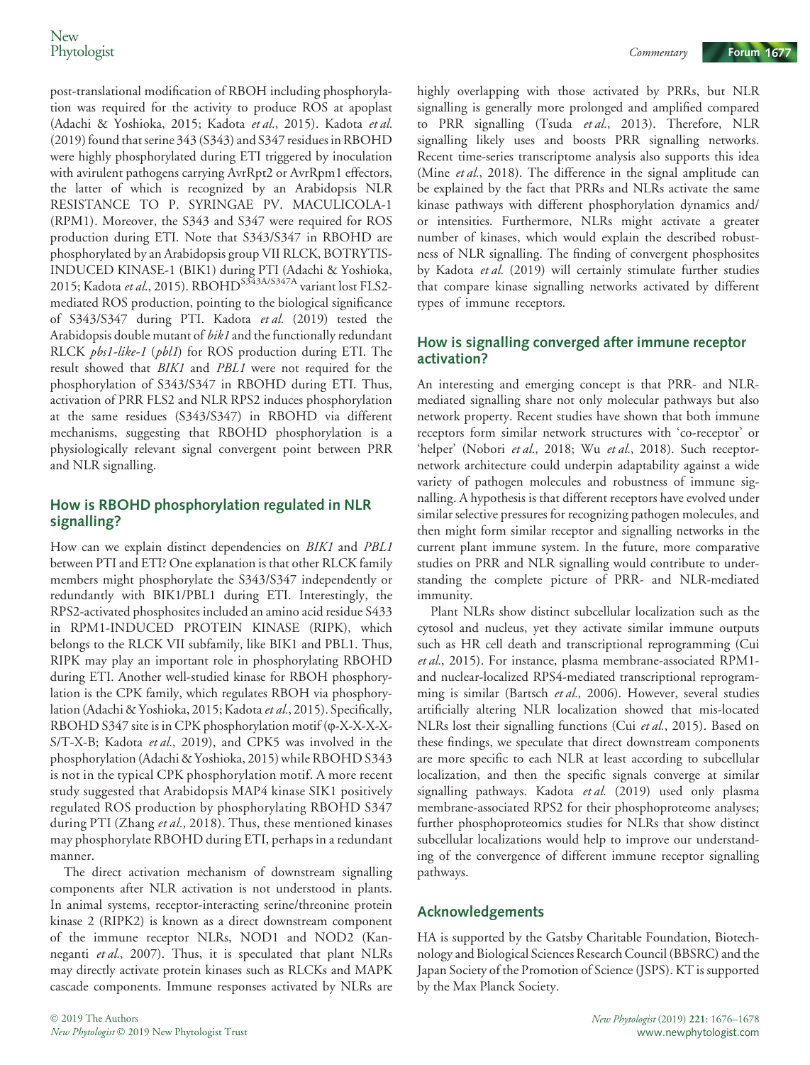post-translational modification of RBOH including phosphorylation was required for the activity to produce ROS at apoplast (Adachi & Yoshioka, 2015; Kadota *et al.*, 2015). Kadota *et al.* (2019) found that serine 343 (S343) and S347 residues in RBOHD were highly phosphorylated during ETI triggered by inoculation with avirulent pathogens carrying AvrRpt2 or AvrRpm1 effectors, the latter of which is recognized by an Arabidopsis NLR RESISTANCE TO P. SYRINGAE PV. MACULICOLA-1 (RPM1). Moreover, the S343 and S347 were required for ROS production during ETI. Note that S343/S347 in RBOHD are phosphorylated by an Arabidopsis group VII RLCK, BOTRYTIS-INDUCED KINASE-1 (BIK1) during PTI (Adachi & Yoshioka, 2015; Kadota *et al.*, 2015). RBOHD$^{S343A/S347A}$ variant lost FLS2-mediated ROS production, pointing to the biological significance of S343/S347 during PTI. Kadota *et al.* (2019) tested the Arabidopsis double mutant of *bik1* and the functionally redundant RLCK *pbs1-like-1* (*pbl1*) for ROS production during ETI. The result showed that *BIK1* and *PBL1* were not required for the phosphorylation of S343/S347 in RBOHD during ETI. Thus, activation of PRR FLS2 and NLR RPS2 induces phosphorylation at the same residues (S343/S347) in RBOHD via different mechanisms, suggesting that RBOHD phosphorylation is a physiologically relevant signal convergent point between PRR and NLR signalling.

## How is RBOHD phosphorylation regulated in NLR signalling?

How can we explain distinct dependencies on *BIK1* and *PBL1* between PTI and ETI? One explanation is that other RLCK family members might phosphorylate the S343/S347 independently or redundantly with BIK1/PBL1 during ETI. Interestingly, the RPS2-activated phosphosites included an amino acid residue S433 in RPM1-INDUCED PROTEIN KINASE (RIPK), which belongs to the RLCK VII subfamily, like BIK1 and PBL1. Thus, RIPK may play an important role in phosphorylating RBOHD during ETI. Another well-studied kinase for RBOH phosphorylation is the CPK family, which regulates RBOH via phosphorylation (Adachi & Yoshioka, 2015; Kadota *et al.*, 2015). Specifically, RBOHD S347 site is in CPK phosphorylation motif (φ-X-X-X-X-S/T-X-B; Kadota *et al.*, 2019), and CPK5 was involved in the phosphorylation (Adachi & Yoshioka, 2015) while RBOHD S343 is not in the typical CPK phosphorylation motif. A more recent study suggested that Arabidopsis MAP4 kinase SIK1 positively regulated ROS production by phosphorylating RBOHD S347 during PTI (Zhang *et al.*, 2018). Thus, these mentioned kinases may phosphorylate RBOHD during ETI, perhaps in a redundant manner.

The direct activation mechanism of downstream signalling components after NLR activation is not understood in plants. In animal systems, receptor-interacting serine/threonine protein kinase 2 (RIPK2) is known as a direct downstream component of the immune receptor NLRs, NOD1 and NOD2 (Kanneganti *et al.*, 2007). Thus, it is speculated that plant NLRs may directly activate protein kinases such as RLCKs and MAPK cascade components. Immune responses activated by NLRs are highly overlapping with those activated by PRRs, but NLR signalling is generally more prolonged and amplified compared to PRR signalling (Tsuda *et al.*, 2013). Therefore, NLR signalling likely uses and boosts PRR signalling networks. Recent time-series transcriptome analysis also supports this idea (Mine *et al.*, 2018). The difference in the signal amplitude can be explained by the fact that PRRs and NLRs activate the same kinase pathways with different phosphorylation dynamics and/or intensities. Furthermore, NLRs might activate a greater number of kinases, which would explain the described robustness of NLR signalling. The finding of convergent phosphosites by Kadota *et al.* (2019) will certainly stimulate further studies that compare kinase signalling networks activated by different types of immune receptors.

## How is signalling converged after immune receptor activation?

An interesting and emerging concept is that PRR- and NLR-mediated signalling share not only molecular pathways but also network property. Recent studies have shown that both immune receptors form similar network structures with 'co-receptor' or 'helper' (Nobori *et al.*, 2018; Wu *et al.*, 2018). Such receptor-network architecture could underpin adaptability against a wide variety of pathogen molecules and robustness of immune signalling. A hypothesis is that different receptors have evolved under similar selective pressures for recognizing pathogen molecules, and then might form similar receptor and signalling networks in the current plant immune system. In the future, more comparative studies on PRR and NLR signalling would contribute to understanding the complete picture of PRR- and NLR-mediated immunity.

Plant NLRs show distinct subcellular localization such as the cytosol and nucleus, yet they activate similar immune outputs such as HR cell death and transcriptional reprogramming (Cui *et al.*, 2015). For instance, plasma membrane-associated RPM1- and nuclear-localized RPS4-mediated transcriptional reprogramming is similar (Bartsch *et al.*, 2006). However, several studies artificially altering NLR localization showed that mis-located NLRs lost their signalling functions (Cui *et al.*, 2015). Based on these findings, we speculate that direct downstream components are more specific to each NLR at least according to subcellular localization, and then the specific signals converge at similar signalling pathways. Kadota *et al.* (2019) used only plasma membrane-associated RPS2 for their phosphoproteome analyses; further phosphoproteomics studies for NLRs that show distinct subcellular localizations would help to improve our understanding of the convergence of different immune receptor signalling pathways.

## Acknowledgements

HA is supported by the Gatsby Charitable Foundation, Biotechnology and Biological Sciences Research Council (BBSRC) and the Japan Society of the Promotion of Science (JSPS). KT is supported by the Max Planck Society.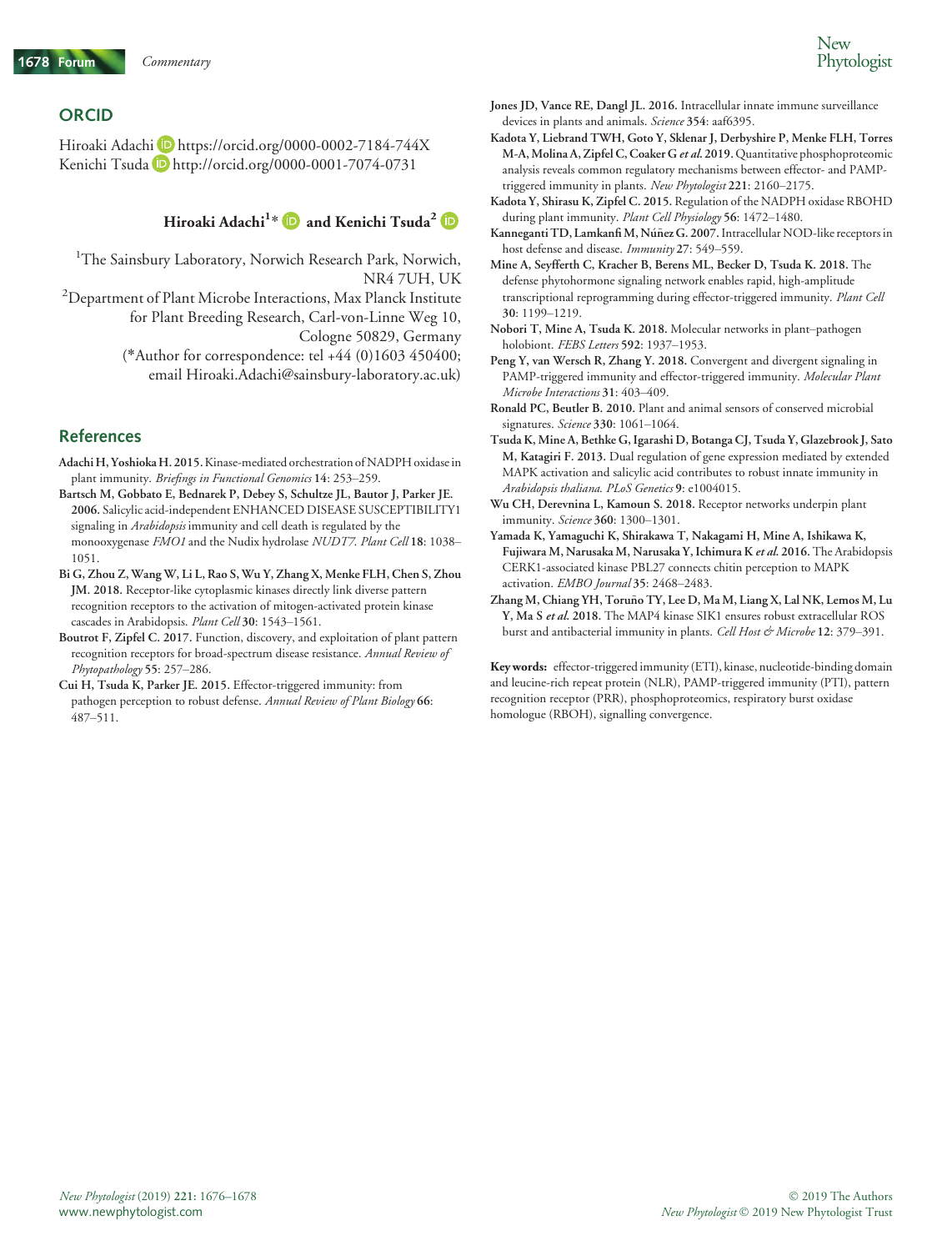## ORCID

Hiroaki Adachi https://orcid.org/0000-0002-7184-744X
Kenichi Tsuda http://orcid.org/0000-0001-7074-0731

**Hiroaki Adachi[1]* and Kenichi Tsuda[2]**

[1]The Sainsbury Laboratory, Norwich Research Park, Norwich, NR4 7UH, UK

[2]Department of Plant Microbe Interactions, Max Planck Institute for Plant Breeding Research, Carl-von-Linne Weg 10, Cologne 50829, Germany

(*Author for correspondence: tel +44 (0)1603 450400; email Hiroaki.Adachi@sainsbury-laboratory.ac.uk)

## References

**Adachi H, Yoshioka H. 2015.** Kinase-mediated orchestration of NADPH oxidase in plant immunity. *Briefings in Functional Genomics* **14**: 253–259.

**Bartsch M, Gobbato E, Bednarek P, Debey S, Schultze JL, Bautor J, Parker JE. 2006.** Salicylic acid-independent ENHANCED DISEASE SUSCEPTIBILITY1 signaling in *Arabidopsis* immunity and cell death is regulated by the monooxygenase *FMO1* and the Nudix hydrolase *NUDT7*. *Plant Cell* **18**: 1038–1051.

**Bi G, Zhou Z, Wang W, Li L, Rao S, Wu Y, Zhang X, Menke FLH, Chen S, Zhou JM. 2018.** Receptor-like cytoplasmic kinases directly link diverse pattern recognition receptors to the activation of mitogen-activated protein kinase cascades in Arabidopsis. *Plant Cell* **30**: 1543–1561.

**Boutrot F, Zipfel C. 2017.** Function, discovery, and exploitation of plant pattern recognition receptors for broad-spectrum disease resistance. *Annual Review of Phytopathology* **55**: 257–286.

**Cui H, Tsuda K, Parker JE. 2015.** Effector-triggered immunity: from pathogen perception to robust defense. *Annual Review of Plant Biology* **66**: 487–511.

**Jones JD, Vance RE, Dangl JL. 2016.** Intracellular innate immune surveillance devices in plants and animals. *Science* **354**: aaf6395.

**Kadota Y, Liebrand TWH, Goto Y, Sklenar J, Derbyshire P, Menke FLH, Torres M-A, Molina A, Zipfel C, Coaker G *et al.* 2019.** Quantitative phosphoproteomic analysis reveals common regulatory mechanisms between effector- and PAMP-triggered immunity in plants. *New Phytologist* **221**: 2160–2175.

**Kadota Y, Shirasu K, Zipfel C. 2015.** Regulation of the NADPH oxidase RBOHD during plant immunity. *Plant Cell Physiology* **56**: 1472–1480.

**Kanneganti TD, Lamkanfi M, Núñez G. 2007.** Intracellular NOD-like receptors in host defense and disease. *Immunity* **27**: 549–559.

**Mine A, Seyfferth C, Kracher B, Berens ML, Becker D, Tsuda K. 2018.** The defense phytohormone signaling network enables rapid, high-amplitude transcriptional reprogramming during effector-triggered immunity. *Plant Cell* **30**: 1199–1219.

**Nobori T, Mine A, Tsuda K. 2018.** Molecular networks in plant–pathogen holobiont. *FEBS Letters* **592**: 1937–1953.

**Peng Y, van Wersch R, Zhang Y. 2018.** Convergent and divergent signaling in PAMP-triggered immunity and effector-triggered immunity. *Molecular Plant Microbe Interactions* **31**: 403–409.

**Ronald PC, Beutler B. 2010.** Plant and animal sensors of conserved microbial signatures. *Science* **330**: 1061–1064.

**Tsuda K, Mine A, Bethke G, Igarashi D, Botanga CJ, Tsuda Y, Glazebrook J, Sato M, Katagiri F. 2013.** Dual regulation of gene expression mediated by extended MAPK activation and salicylic acid contributes to robust innate immunity in *Arabidopsis thaliana*. *PLoS Genetics* **9**: e1004015.

**Wu CH, Derevnina L, Kamoun S. 2018.** Receptor networks underpin plant immunity. *Science* **360**: 1300–1301.

**Yamada K, Yamaguchi K, Shirakawa T, Nakagami H, Mine A, Ishikawa K, Fujiwara M, Narusaka M, Narusaka Y, Ichimura K *et al.* 2016.** The Arabidopsis CERK1-associated kinase PBL27 connects chitin perception to MAPK activation. *EMBO Journal* **35**: 2468–2483.

**Zhang M, Chiang YH, Toruño TY, Lee D, Ma M, Liang X, Lal NK, Lemos M, Lu Y, Ma S *et al.* 2018.** The MAP4 kinase SIK1 ensures robust extracellular ROS burst and antibacterial immunity in plants. *Cell Host & Microbe* **12**: 379–391.

**Key words:** effector-triggered immunity (ETI), kinase, nucleotide-binding domain and leucine-rich repeat protein (NLR), PAMP-triggered immunity (PTI), pattern recognition receptor (PRR), phosphoproteomics, respiratory burst oxidase homologue (RBOH), signalling convergence.